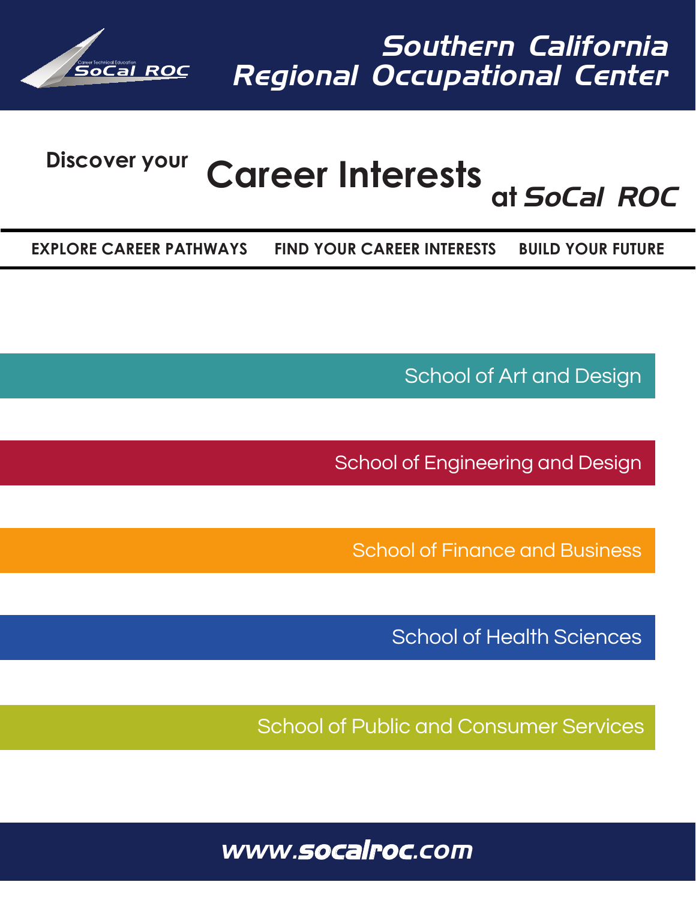# Southern California Regional Occupational Center

SoCal ROC — Career Technical Education

## Discover your **Career Interests** at *SoCal ROC*

**EXPLORE CAREER PATHWAYS** **FIND YOUR CAREER INTERESTS** **BUILD YOUR FUTURE**

School of Art and Design

School of Engineering and Design

School of Finance and Business

School of Health Sciences

School of Public and Consumer Services

**www.socalroc.com**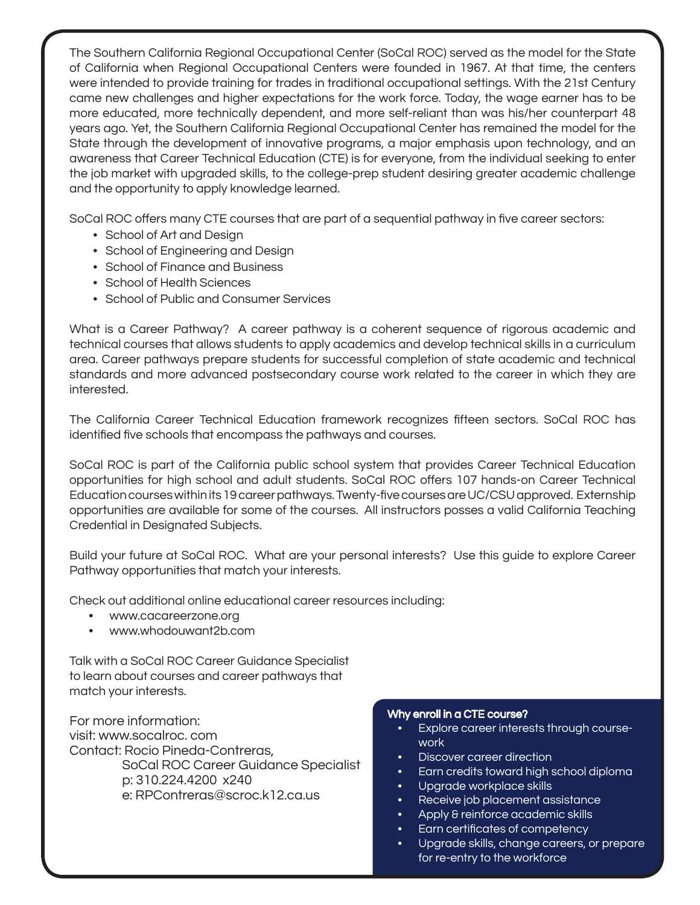The Southern California Regional Occupational Center (SoCal ROC) served as the model for the State of California when Regional Occupational Centers were founded in 1967. At that time, the centers were intended to provide training for trades in traditional occupational settings. With the 21st Century came new challenges and higher expectations for the work force. Today, the wage earner has to be more educated, more technically dependent, and more self-reliant than was his/her counterpart 48 years ago. Yet, the Southern California Regional Occupational Center has remained the model for the State through the development of innovative programs, a major emphasis upon technology, and an awareness that Career Technical Education (CTE) is for everyone, from the individual seeking to enter the job market with upgraded skills, to the college-prep student desiring greater academic challenge and the opportunity to apply knowledge learned.

SoCal ROC offers many CTE courses that are part of a sequential pathway in five career sectors:

- School of Art and Design
- School of Engineering and Design
- School of Finance and Business
- School of Health Sciences
- School of Public and Consumer Services

What is a Career Pathway? A career pathway is a coherent sequence of rigorous academic and technical courses that allows students to apply academics and develop technical skills in a curriculum area. Career pathways prepare students for successful completion of state academic and technical standards and more advanced postsecondary course work related to the career in which they are interested.

The California Career Technical Education framework recognizes fifteen sectors. SoCal ROC has identified five schools that encompass the pathways and courses.

SoCal ROC is part of the California public school system that provides Career Technical Education opportunities for high school and adult students. SoCal ROC offers 107 hands-on Career Technical Education courses within its 19 career pathways. Twenty-five courses are UC/CSU approved. Externship opportunities are available for some of the courses. All instructors posses a valid California Teaching Credential in Designated Subjects.

Build your future at SoCal ROC. What are your personal interests? Use this guide to explore Career Pathway opportunities that match your interests.

Check out additional online educational career resources including:

- www.cacareerzone.org
- www.whodouwant2b.com

Talk with a SoCal ROC Career Guidance Specialist to learn about courses and career pathways that match your interests.

For more information:
visit: www.socalroc. com
Contact: Rocio Pineda-Contreras,
SoCal ROC Career Guidance Specialist
p: 310.224.4200 x240
e: RPContreras@scroc.k12.ca.us

**Why enroll in a CTE course?**

- Explore career interests through coursework
- Discover career direction
- Earn credits toward high school diploma
- Upgrade workplace skills
- Receive job placement assistance
- Apply & reinforce academic skills
- Earn certificates of competency
- Upgrade skills, change careers, or prepare for re-entry to the workforce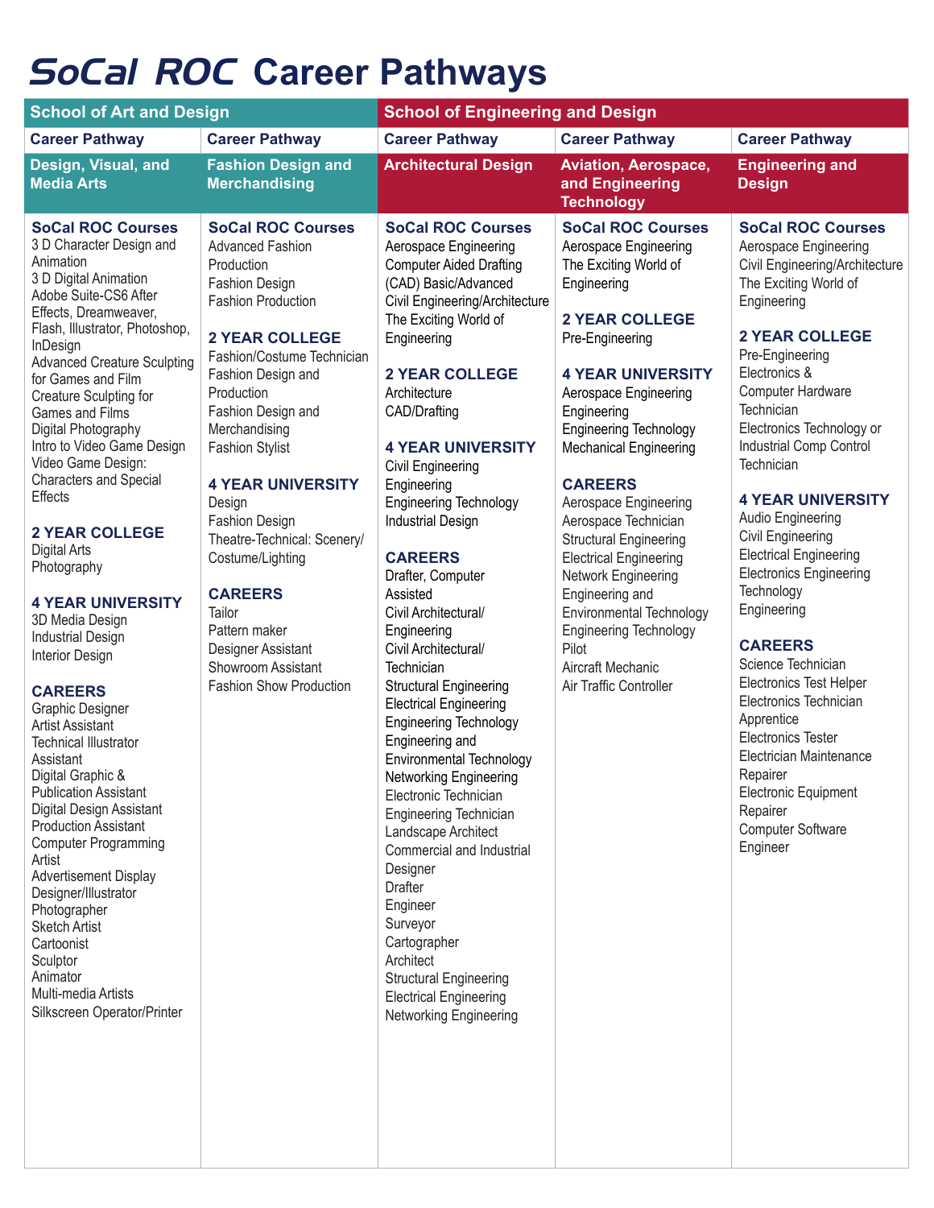# SoCal ROC Career Pathways

## School of Art and Design

### Career Pathway: Design, Visual, and Media Arts

**SoCal ROC Courses**
- 3 D Character Design and Animation
- 3 D Digital Animation
- Adobe Suite-CS6 After Effects, Dreamweaver, Flash, Illustrator, Photoshop, InDesign
- Advanced Creature Sculpting for Games and Film
- Creature Sculpting for Games and Films
- Digital Photography
- Intro to Video Game Design
- Video Game Design: Characters and Special Effects

**2 YEAR COLLEGE**
- Digital Arts
- Photography

**4 YEAR UNIVERSITY**
- 3D Media Design
- Industrial Design
- Interior Design

**CAREERS**
- Graphic Designer
- Artist Assistant
- Technical Illustrator Assistant
- Digital Graphic & Publication Assistant
- Digital Design Assistant
- Production Assistant
- Computer Programming Artist
- Advertisement Display Designer/Illustrator
- Photographer
- Sketch Artist
- Cartoonist
- Sculptor
- Animator
- Multi-media Artists
- Silkscreen Operator/Printer

### Career Pathway: Fashion Design and Merchandising

**SoCal ROC Courses**
- Advanced Fashion Production
- Fashion Design
- Fashion Production

**2 YEAR COLLEGE**
- Fashion/Costume Technician
- Fashion Design and Production
- Fashion Design and Merchandising
- Fashion Stylist

**4 YEAR UNIVERSITY**
- Design
- Fashion Design
- Theatre-Technical: Scenery/Costume/Lighting

**CAREERS**
- Tailor
- Pattern maker
- Designer Assistant
- Showroom Assistant
- Fashion Show Production

## School of Engineering and Design

### Career Pathway: Architectural Design

**SoCal ROC Courses**
- Aerospace Engineering
- Computer Aided Drafting (CAD) Basic/Advanced
- Civil Engineering/Architecture
- The Exciting World of Engineering

**2 YEAR COLLEGE**
- Architecture
- CAD/Drafting

**4 YEAR UNIVERSITY**
- Civil Engineering
- Engineering
- Engineering Technology
- Industrial Design

**CAREERS**
- Drafter, Computer Assisted
- Civil Architectural/Engineering
- Civil Architectural/Technician
- Structural Engineering
- Electrical Engineering
- Engineering Technology
- Engineering and Environmental Technology
- Networking Engineering
- Electronic Technician
- Engineering Technician
- Landscape Architect
- Commercial and Industrial Designer
- Drafter
- Engineer
- Surveyor
- Cartographer
- Architect
- Structural Engineering
- Electrical Engineering
- Networking Engineering

### Career Pathway: Aviation, Aerospace, and Engineering Technology

**SoCal ROC Courses**
- Aerospace Engineering
- The Exciting World of Engineering

**2 YEAR COLLEGE**
- Pre-Engineering

**4 YEAR UNIVERSITY**
- Aerospace Engineering
- Engineering
- Engineering Technology
- Mechanical Engineering

**CAREERS**
- Aerospace Engineering
- Aerospace Technician
- Structural Engineering
- Electrical Engineering
- Network Engineering
- Engineering and Environmental Technology
- Engineering Technology
- Pilot
- Aircraft Mechanic
- Air Traffic Controller

### Career Pathway: Engineering and Design

**SoCal ROC Courses**
- Aerospace Engineering
- Civil Engineering/Architecture
- The Exciting World of Engineering

**2 YEAR COLLEGE**
- Pre-Engineering
- Electronics & Computer Hardware Technician
- Electronics Technology or Industrial Comp Control Technician

**4 YEAR UNIVERSITY**
- Audio Engineering
- Civil Engineering
- Electrical Engineering
- Electronics Engineering Technology
- Engineering

**CAREERS**
- Science Technician
- Electronics Test Helper
- Electronics Technician Apprentice
- Electronics Tester
- Electrician Maintenance Repairer
- Electronic Equipment Repairer
- Computer Software Engineer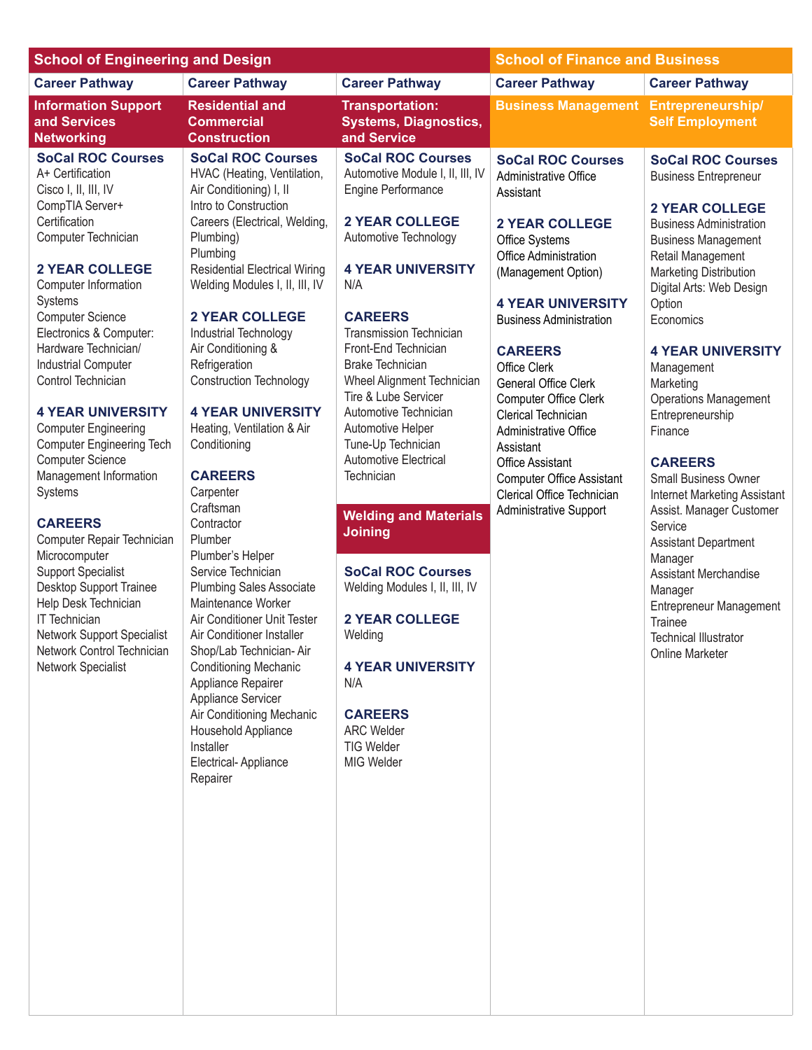## School of Engineering and Design

### Career Pathway: Information Support and Services Networking

**SoCal ROC Courses**
A+ Certification
Cisco I, II, III, IV
CompTIA Server+ Certification
Computer Technician

**2 YEAR COLLEGE**
Computer Information Systems
Computer Science
Electronics & Computer: Hardware Technician/ Industrial Computer Control Technician

**4 YEAR UNIVERSITY**
Computer Engineering
Computer Engineering Tech
Computer Science
Management Information Systems

**CAREERS**
Computer Repair Technician
Microcomputer
Support Specialist
Desktop Support Trainee
Help Desk Technician
IT Technician
Network Support Specialist
Network Control Technician
Network Specialist

### Career Pathway: Residential and Commercial Construction

**SoCal ROC Courses**
HVAC (Heating, Ventilation, Air Conditioning) I, II
Intro to Construction Careers (Electrical, Welding, Plumbing)
Plumbing
Residential Electrical Wiring
Welding Modules I, II, III, IV

**2 YEAR COLLEGE**
Industrial Technology
Air Conditioning & Refrigeration
Construction Technology

**4 YEAR UNIVERSITY**
Heating, Ventilation & Air Conditioning

**CAREERS**
Carpenter
Craftsman
Contractor
Plumber
Plumber's Helper
Service Technician
Plumbing Sales Associate
Maintenance Worker
Air Conditioner Unit Tester
Air Conditioner Installer
Shop/Lab Technician- Air Conditioning Mechanic
Appliance Repairer
Appliance Servicer
Air Conditioning Mechanic
Household Appliance Installer
Electrical- Appliance Repairer

### Career Pathway: Transportation: Systems, Diagnostics, and Service

**SoCal ROC Courses**
Automotive Module I, II, III, IV
Engine Performance

**2 YEAR COLLEGE**
Automotive Technology

**4 YEAR UNIVERSITY**
N/A

**CAREERS**
Transmission Technician
Front-End Technician
Brake Technician
Wheel Alignment Technician
Tire & Lube Servicer
Automotive Technician
Automotive Helper
Tune-Up Technician
Automotive Electrical Technician

### Welding and Materials Joining

**SoCal ROC Courses**
Welding Modules I, II, III, IV

**2 YEAR COLLEGE**
Welding

**4 YEAR UNIVERSITY**
N/A

**CAREERS**
ARC Welder
TIG Welder
MIG Welder

## School of Finance and Business

### Career Pathway: Business Management

**SoCal ROC Courses**
Administrative Office Assistant

**2 YEAR COLLEGE**
Office Systems
Office Administration (Management Option)

**4 YEAR UNIVERSITY**
Business Administration

**CAREERS**
Office Clerk
General Office Clerk
Computer Office Clerk
Clerical Technician
Administrative Office Assistant
Office Assistant
Computer Office Assistant
Clerical Office Technician
Administrative Support

### Career Pathway: Entrepreneurship/ Self Employment

**SoCal ROC Courses**
Business Entrepreneur

**2 YEAR COLLEGE**
Business Administration
Business Management
Retail Management
Marketing Distribution
Digital Arts: Web Design Option
Economics

**4 YEAR UNIVERSITY**
Management
Marketing
Operations Management
Entrepreneurship
Finance

**CAREERS**
Small Business Owner
Internet Marketing Assistant
Assist. Manager Customer Service
Assistant Department Manager
Assistant Merchandise Manager
Entrepreneur Management Trainee
Technical Illustrator
Online Marketer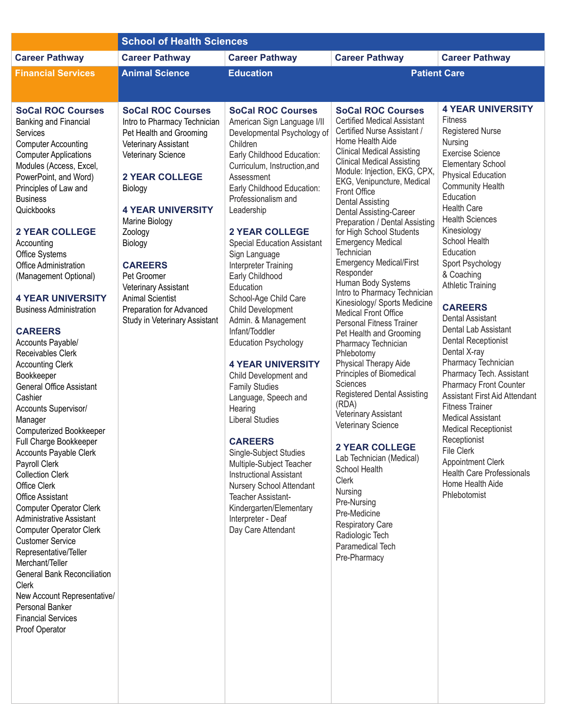| | School of Health Sciences | | | |
|---|---|---|---|---|
| **Career Pathway** | **Career Pathway** | **Career Pathway** | **Career Pathway** | **Career Pathway** |
| **Financial Services** | **Animal Science** | **Education** | **Patient Care** | |
| **SoCal ROC Courses**<br>Banking and Financial Services<br>Computer Accounting<br>Computer Applications Modules (Access, Excel, PowerPoint, and Word)<br>Principles of Law and Business<br>Quickbooks<br><br>**2 YEAR COLLEGE**<br>Accounting<br>Office Systems<br>Office Administration (Management Optional)<br><br>**4 YEAR UNIVERSITY**<br>Business Administration<br><br>**CAREERS**<br>Accounts Payable/ Receivables Clerk<br>Accounting Clerk<br>Bookkeeper<br>General Office Assistant<br>Cashier<br>Accounts Supervisor/ Manager<br>Computerized Bookkeeper<br>Full Charge Bookkeeper<br>Accounts Payable Clerk<br>Payroll Clerk<br>Collection Clerk<br>Office Clerk<br>Office Assistant<br>Computer Operator Clerk<br>Administrative Assistant<br>Computer Operator Clerk<br>Customer Service Representative/Teller<br>Merchant/Teller<br>General Bank Reconciliation Clerk<br>New Account Representative/ Personal Banker<br>Financial Services<br>Proof Operator | **SoCal ROC Courses**<br>Intro to Pharmacy Technician<br>Pet Health and Grooming<br>Veterinary Assistant<br>Veterinary Science<br><br>**2 YEAR COLLEGE**<br>Biology<br><br>**4 YEAR UNIVERSITY**<br>Marine Biology<br>Zoology<br>Biology<br><br>**CAREERS**<br>Pet Groomer<br>Veterinary Assistant<br>Animal Scientist<br>Preparation for Advanced Study in Veterinary Assistant | **SoCal ROC Courses**<br>American Sign Language I/II<br>Developmental Psychology of Children<br>Early Childhood Education: Curriculum, Instruction,and Assessment<br>Early Childhood Education: Professionalism and Leadership<br><br>**2 YEAR COLLEGE**<br>Special Education Assistant<br>Sign Language<br>Interpreter Training<br>Early Childhood Education<br>School-Age Child Care<br>Child Development<br>Admin. & Management<br>Infant/Toddler<br>Education Psychology<br><br>**4 YEAR UNIVERSITY**<br>Child Development and Family Studies<br>Language, Speech and Hearing<br>Liberal Studies<br><br>**CAREERS**<br>Single-Subject Studies<br>Multiple-Subject Teacher<br>Instructional Assistant<br>Nursery School Attendant<br>Teacher Assistant- Kindergarten/Elementary<br>Interpreter - Deaf<br>Day Care Attendant | **SoCal ROC Courses**<br>Certified Medical Assistant<br>Certified Nurse Assistant / Home Health Aide<br>Clinical Medical Assisting<br>Clinical Medical Assisting Module: Injection, EKG, CPX, EKG, Venipuncture, Medical Front Office<br>Dental Assisting<br>Dental Assisting-Career Preparation / Dental Assisting for High School Students<br>Emergency Medical Technician<br>Emergency Medical/First Responder<br>Human Body Systems<br>Intro to Pharmacy Technician<br>Kinesiology/ Sports Medicine<br>Medical Front Office<br>Personal Fitness Trainer<br>Pet Health and Grooming<br>Pharmacy Technician<br>Phlebotomy<br>Physical Therapy Aide<br>Principles of Biomedical Sciences<br>Registered Dental Assisting (RDA)<br>Veterinary Assistant<br>Veterinary Science<br><br>**2 YEAR COLLEGE**<br>Lab Technician (Medical)<br>School Health<br>Clerk<br>Nursing<br>Pre-Nursing<br>Pre-Medicine<br>Respiratory Care<br>Radiologic Tech<br>Paramedical Tech<br>Pre-Pharmacy | **4 YEAR UNIVERSITY**<br>Fitness<br>Registered Nurse<br>Nursing<br>Exercise Science<br>Elementary School<br>Physical Education<br>Community Health Education<br>Health Care<br>Health Sciences<br>Kinesiology<br>School Health Education<br>Sport Psychology & Coaching<br>Athletic Training<br><br>**CAREERS**<br>Dental Assistant<br>Dental Lab Assistant<br>Dental Receptionist<br>Dental X-ray<br>Pharmacy Technician<br>Pharmacy Tech. Assistant<br>Pharmacy Front Counter<br>Assistant First Aid Attendant<br>Fitness Trainer<br>Medical Assistant<br>Medical Receptionist<br>Receptionist<br>File Clerk<br>Appointment Clerk<br>Health Care Professionals<br>Home Health Aide<br>Phlebotomist |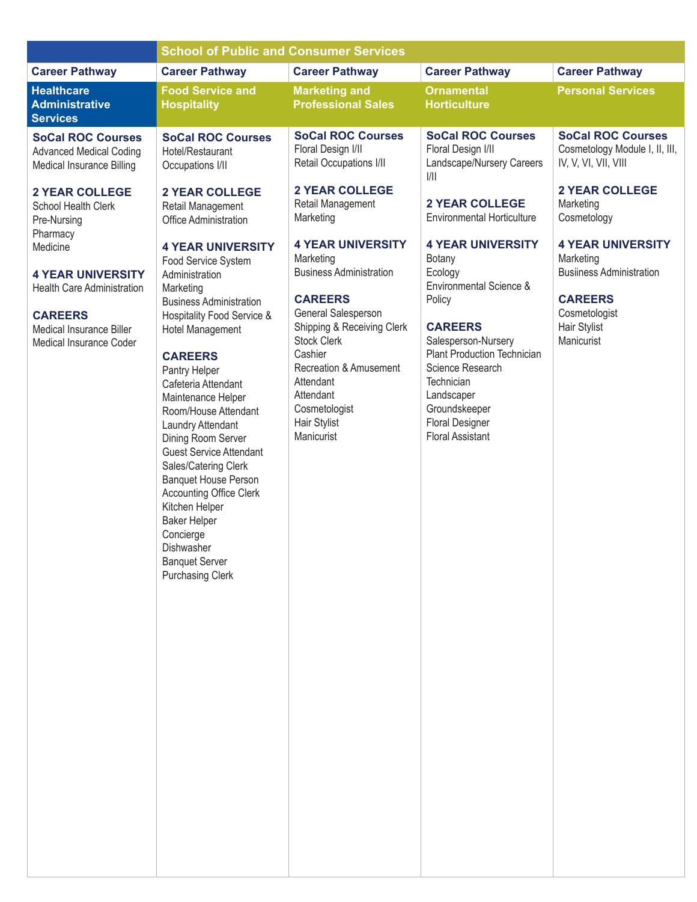| | School of Public and Consumer Services | | | |
|---|---|---|---|---|
| **Career Pathway** | **Career Pathway** | **Career Pathway** | **Career Pathway** | **Career Pathway** |
| **Healthcare Administrative Services** | **Food Service and Hospitality** | **Marketing and Professional Sales** | **Ornamental Horticulture** | **Personal Services** |
| **SoCal ROC Courses**<br>Advanced Medical Coding<br>Medical Insurance Billing<br><br>**2 YEAR COLLEGE**<br>School Health Clerk<br>Pre-Nursing<br>Pharmacy<br>Medicine<br><br>**4 YEAR UNIVERSITY**<br>Health Care Administration<br><br>**CAREERS**<br>Medical Insurance Biller<br>Medical Insurance Coder | **SoCal ROC Courses**<br>Hotel/Restaurant Occupations I/II<br><br>**2 YEAR COLLEGE**<br>Retail Management<br>Office Administration<br><br>**4 YEAR UNIVERSITY**<br>Food Service System Administration<br>Marketing<br>Business Administration<br>Hospitality Food Service & Hotel Management<br><br>**CAREERS**<br>Pantry Helper<br>Cafeteria Attendant<br>Maintenance Helper<br>Room/House Attendant<br>Laundry Attendant<br>Dining Room Server<br>Guest Service Attendant<br>Sales/Catering Clerk<br>Banquet House Person<br>Accounting Office Clerk<br>Kitchen Helper<br>Baker Helper<br>Concierge<br>Dishwasher<br>Banquet Server<br>Purchasing Clerk | **SoCal ROC Courses**<br>Floral Design I/II<br>Retail Occupations I/II<br><br>**2 YEAR COLLEGE**<br>Retail Management<br>Marketing<br><br>**4 YEAR UNIVERSITY**<br>Marketing<br>Business Administration<br><br>**CAREERS**<br>General Salesperson<br>Shipping & Receiving Clerk<br>Stock Clerk<br>Cashier<br>Recreation & Amusement Attendant<br>Attendant<br>Cosmetologist<br>Hair Stylist<br>Manicurist | **SoCal ROC Courses**<br>Floral Design I/II<br>Landscape/Nursery Careers I/II<br><br>**2 YEAR COLLEGE**<br>Environmental Horticulture<br><br>**4 YEAR UNIVERSITY**<br>Botany<br>Ecology<br>Environmental Science & Policy<br><br>**CAREERS**<br>Salesperson-Nursery<br>Plant Production Technician<br>Science Research Technician<br>Landscaper<br>Groundskeeper<br>Floral Designer<br>Floral Assistant | **SoCal ROC Courses**<br>Cosmetology Module I, II, III, IV, V, VI, VII, VIII<br><br>**2 YEAR COLLEGE**<br>Marketing<br>Cosmetology<br><br>**4 YEAR UNIVERSITY**<br>Marketing<br>Busiiness Administration<br><br>**CAREERS**<br>Cosmetologist<br>Hair Stylist<br>Manicurist |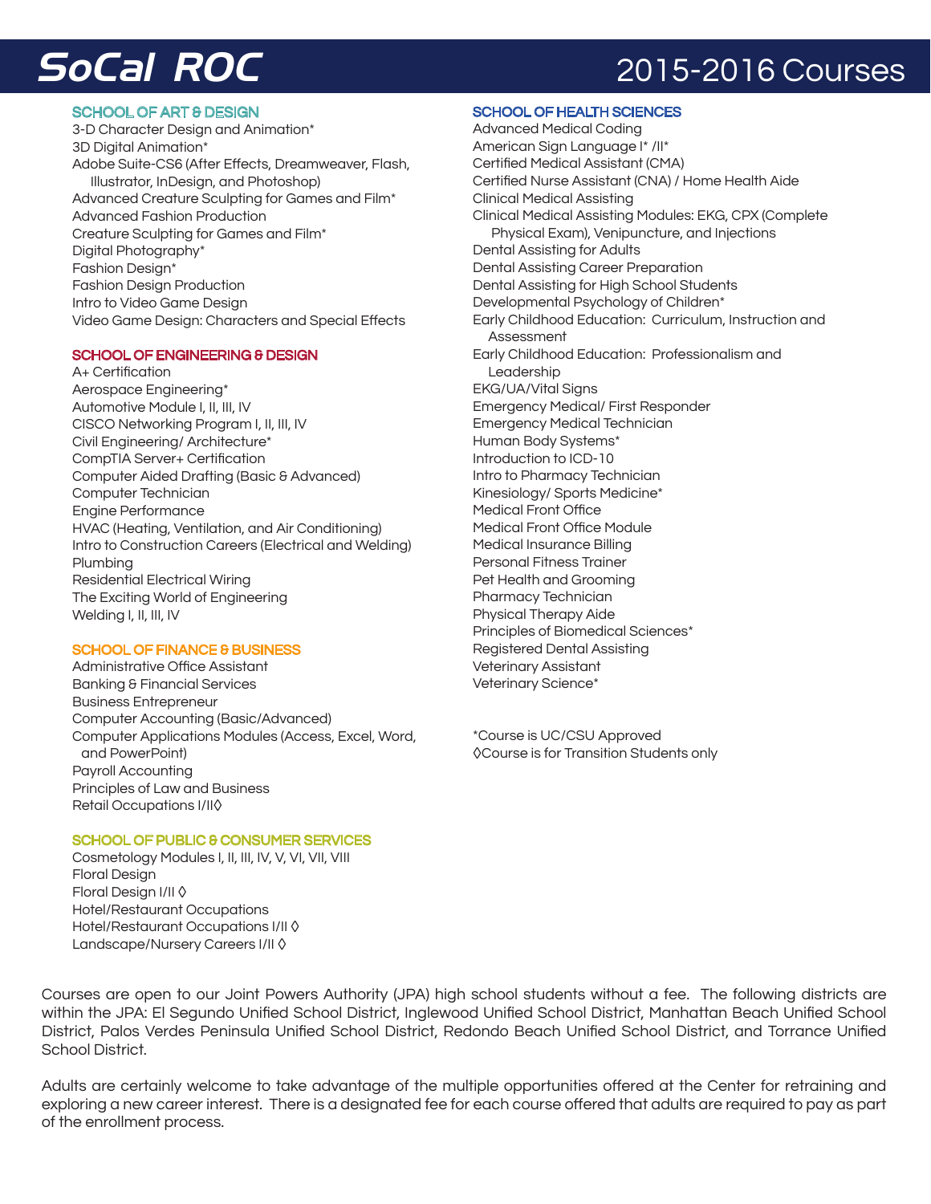# SoCal ROC

# 2015-2016 Courses

## SCHOOL OF ART & DESIGN

3-D Character Design and Animation*
3D Digital Animation*
Adobe Suite-CS6 (After Effects, Dreamweaver, Flash, Illustrator, InDesign, and Photoshop)
Advanced Creature Sculpting for Games and Film*
Advanced Fashion Production
Creature Sculpting for Games and Film*
Digital Photography*
Fashion Design*
Fashion Design Production
Intro to Video Game Design
Video Game Design: Characters and Special Effects

## SCHOOL OF ENGINEERING & DESIGN

A+ Certification
Aerospace Engineering*
Automotive Module I, II, III, IV
CISCO Networking Program I, II, III, IV
Civil Engineering/ Architecture*
CompTIA Server+ Certification
Computer Aided Drafting (Basic & Advanced)
Computer Technician
Engine Performance
HVAC (Heating, Ventilation, and Air Conditioning)
Intro to Construction Careers (Electrical and Welding)
Plumbing
Residential Electrical Wiring
The Exciting World of Engineering
Welding I, II, III, IV

## SCHOOL OF FINANCE & BUSINESS

Administrative Office Assistant
Banking & Financial Services
Business Entrepreneur
Computer Accounting (Basic/Advanced)
Computer Applications Modules (Access, Excel, Word, and PowerPoint)
Payroll Accounting
Principles of Law and Business
Retail Occupations I/II◊

## SCHOOL OF PUBLIC & CONSUMER SERVICES

Cosmetology Modules I, II, III, IV, V, VI, VII, VIII
Floral Design
Floral Design I/II ◊
Hotel/Restaurant Occupations
Hotel/Restaurant Occupations I/II ◊
Landscape/Nursery Careers I/II ◊

## SCHOOL OF HEALTH SCIENCES

Advanced Medical Coding
American Sign Language I* /II*
Certified Medical Assistant (CMA)
Certified Nurse Assistant (CNA) / Home Health Aide
Clinical Medical Assisting
Clinical Medical Assisting Modules: EKG, CPX (Complete Physical Exam), Venipuncture, and Injections
Dental Assisting for Adults
Dental Assisting Career Preparation
Dental Assisting for High School Students
Developmental Psychology of Children*
Early Childhood Education: Curriculum, Instruction and Assessment
Early Childhood Education: Professionalism and Leadership
EKG/UA/Vital Signs
Emergency Medical/ First Responder
Emergency Medical Technician
Human Body Systems*
Introduction to ICD-10
Intro to Pharmacy Technician
Kinesiology/ Sports Medicine*
Medical Front Office
Medical Front Office Module
Medical Insurance Billing
Personal Fitness Trainer
Pet Health and Grooming
Pharmacy Technician
Physical Therapy Aide
Principles of Biomedical Sciences*
Registered Dental Assisting
Veterinary Assistant
Veterinary Science*

*Course is UC/CSU Approved
◊Course is for Transition Students only

Courses are open to our Joint Powers Authority (JPA) high school students without a fee. The following districts are within the JPA: El Segundo Unified School District, Inglewood Unified School District, Manhattan Beach Unified School District, Palos Verdes Peninsula Unified School District, Redondo Beach Unified School District, and Torrance Unified School District.

Adults are certainly welcome to take advantage of the multiple opportunities offered at the Center for retraining and exploring a new career interest. There is a designated fee for each course offered that adults are required to pay as part of the enrollment process.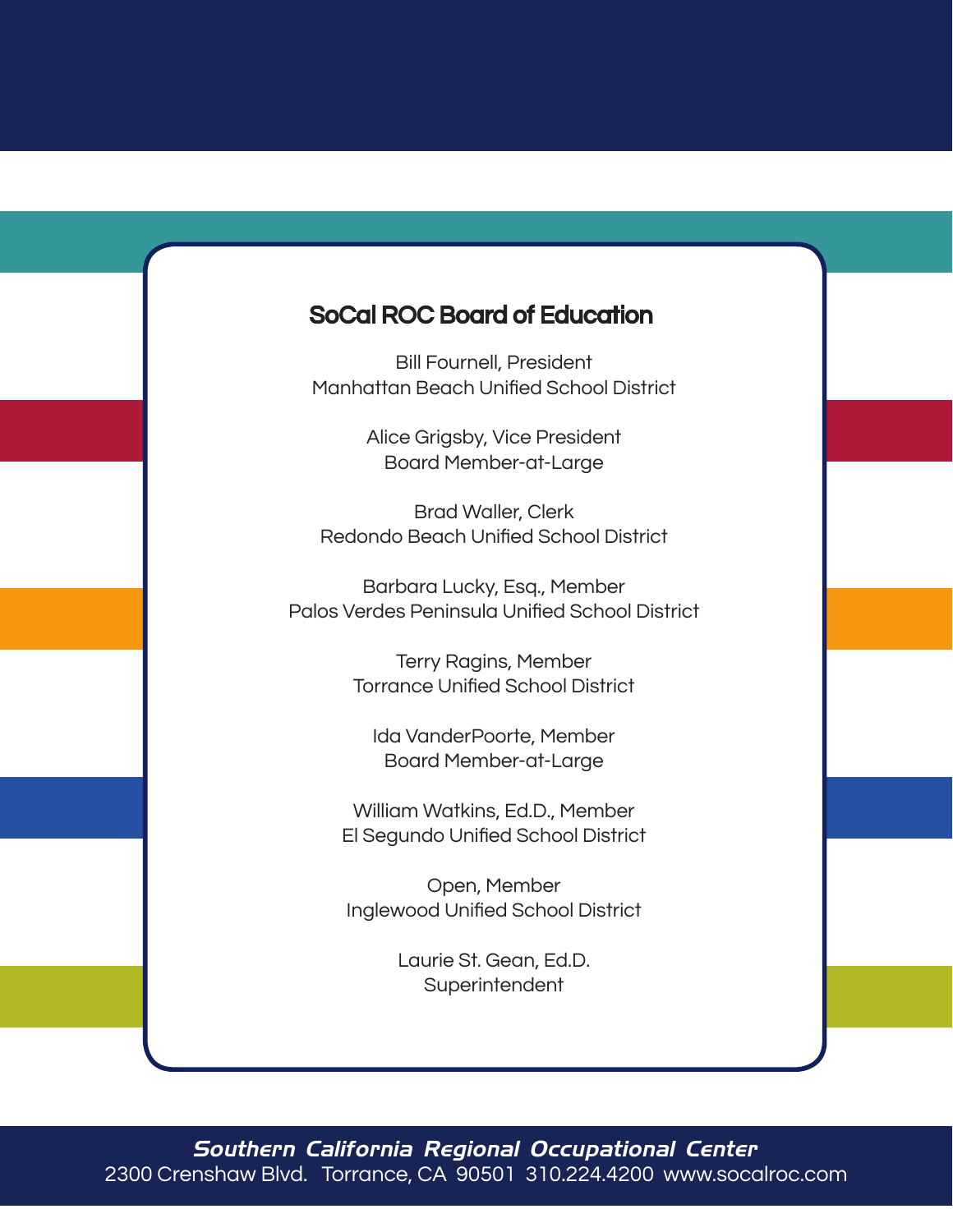## SoCal ROC Board of Education

Bill Fournell, President
Manhattan Beach Unified School District

Alice Grigsby, Vice President
Board Member-at-Large

Brad Waller, Clerk
Redondo Beach Unified School District

Barbara Lucky, Esq., Member
Palos Verdes Peninsula Unified School District

Terry Ragins, Member
Torrance Unified School District

Ida VanderPoorte, Member
Board Member-at-Large

William Watkins, Ed.D., Member
El Segundo Unified School District

Open, Member
Inglewood Unified School District

Laurie St. Gean, Ed.D.
Superintendent

***Southern California Regional Occupational Center***
2300 Crenshaw Blvd. Torrance, CA 90501 310.224.4200 www.socalroc.com